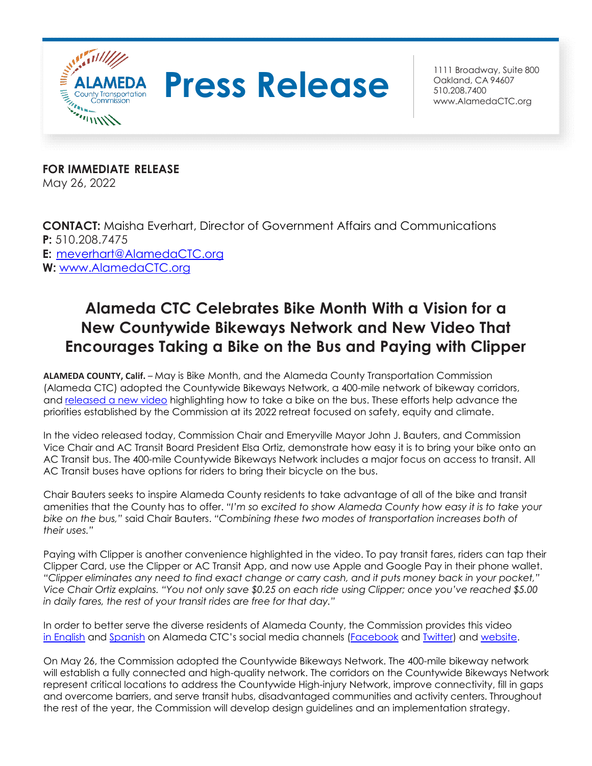**ALAMEDA County Transportation Commission**

# Press Release

1111 Broadway, Suite 800
Oakland, CA 94607
510.208.7400
www.AlamedaCTC.org

**FOR IMMEDIATE RELEASE**
May 26, 2022

**CONTACT:** Maisha Everhart, Director of Government Affairs and Communications
**P:** 510.208.7475
**E:** meverhart@AlamedaCTC.org
**W:** www.AlamedaCTC.org

## Alameda CTC Celebrates Bike Month With a Vision for a New Countywide Bikeways Network and New Video That Encourages Taking a Bike on the Bus and Paying with Clipper

**ALAMEDA COUNTY, Calif.** – May is Bike Month, and the Alameda County Transportation Commission (Alameda CTC) adopted the Countywide Bikeways Network, a 400-mile network of bikeway corridors, and released a new video highlighting how to take a bike on the bus. These efforts help advance the priorities established by the Commission at its 2022 retreat focused on safety, equity and climate.

In the video released today, Commission Chair and Emeryville Mayor John J. Bauters, and Commission Vice Chair and AC Transit Board President Elsa Ortiz, demonstrate how easy it is to bring your bike onto an AC Transit bus. The 400-mile Countywide Bikeways Network includes a major focus on access to transit. All AC Transit buses have options for riders to bring their bicycle on the bus.

Chair Bauters seeks to inspire Alameda County residents to take advantage of all of the bike and transit amenities that the County has to offer. *"I'm so excited to show Alameda County how easy it is to take your bike on the bus,"* said Chair Bauters. *"Combining these two modes of transportation increases both of their uses."*

Paying with Clipper is another convenience highlighted in the video. To pay transit fares, riders can tap their Clipper Card, use the Clipper or AC Transit App, and now use Apple and Google Pay in their phone wallet. *"Clipper eliminates any need to find exact change or carry cash, and it puts money back in your pocket," Vice Chair Ortiz explains. "You not only save $0.25 on each ride using Clipper; once you've reached $5.00 in daily fares, the rest of your transit rides are free for that day."*

In order to better serve the diverse residents of Alameda County, the Commission provides this video in English and Spanish on Alameda CTC's social media channels (Facebook and Twitter) and website.

On May 26, the Commission adopted the Countywide Bikeways Network. The 400-mile bikeway network will establish a fully connected and high-quality network. The corridors on the Countywide Bikeways Network represent critical locations to address the Countywide High-injury Network, improve connectivity, fill in gaps and overcome barriers, and serve transit hubs, disadvantaged communities and activity centers. Throughout the rest of the year, the Commission will develop design guidelines and an implementation strategy.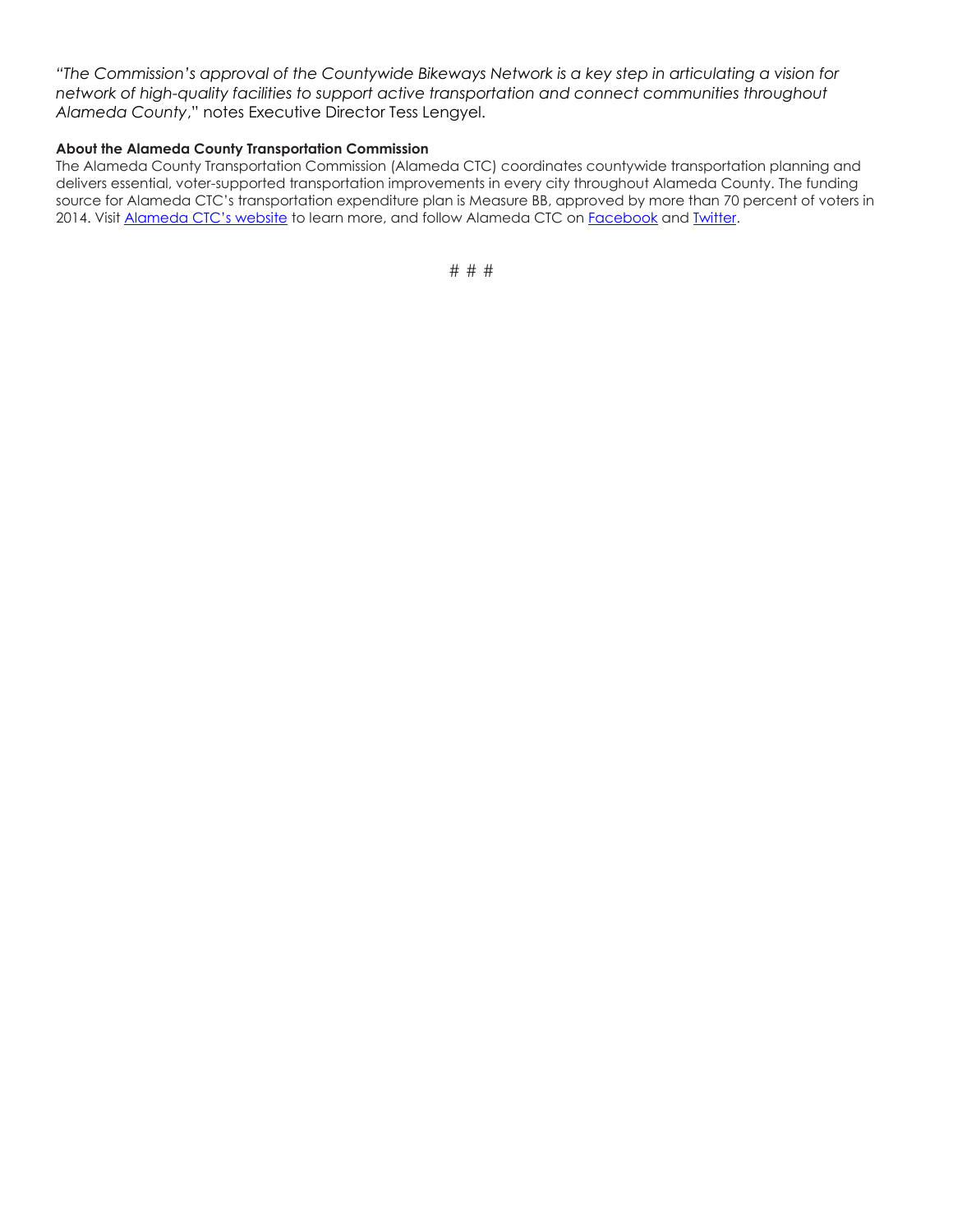*"The Commission's approval of the Countywide Bikeways Network is a key step in articulating a vision for network of high-quality facilities to support active transportation and connect communities throughout Alameda County*," notes Executive Director Tess Lengyel.

**About the Alameda County Transportation Commission**

The Alameda County Transportation Commission (Alameda CTC) coordinates countywide transportation planning and delivers essential, voter-supported transportation improvements in every city throughout Alameda County. The funding source for Alameda CTC's transportation expenditure plan is Measure BB, approved by more than 70 percent of voters in 2014. Visit Alameda CTC's website to learn more, and follow Alameda CTC on Facebook and Twitter.

# # #